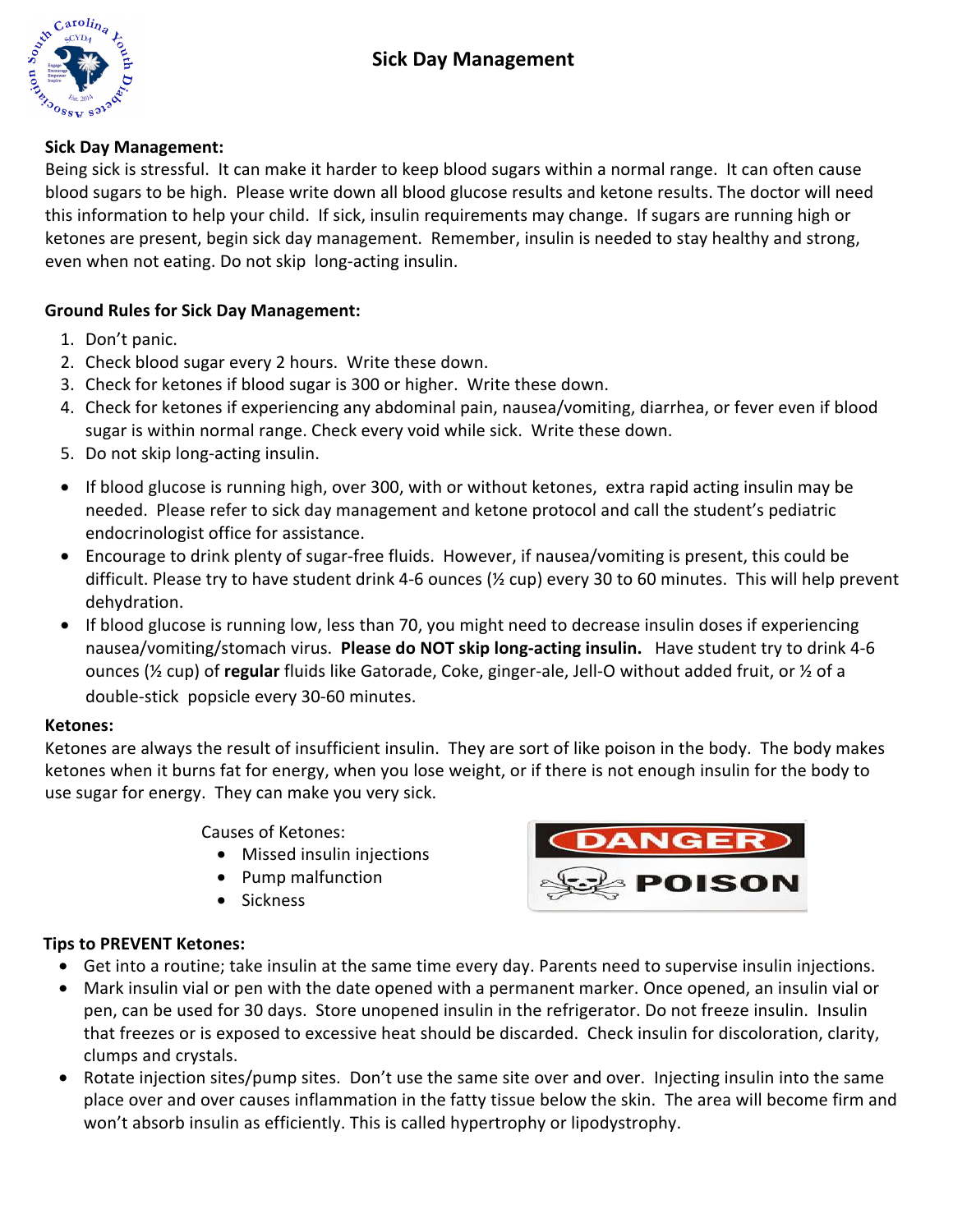# Sick Day Management

**Sick Day Management:**

Being sick is stressful. It can make it harder to keep blood sugars within a normal range. It can often cause blood sugars to be high. Please write down all blood glucose results and ketone results. The doctor will need this information to help your child. If sick, insulin requirements may change. If sugars are running high or ketones are present, begin sick day management. Remember, insulin is needed to stay healthy and strong, even when not eating. Do not skip long-acting insulin.

**Ground Rules for Sick Day Management:**

1. Don't panic.
2. Check blood sugar every 2 hours. Write these down.
3. Check for ketones if blood sugar is 300 or higher. Write these down.
4. Check for ketones if experiencing any abdominal pain, nausea/vomiting, diarrhea, or fever even if blood sugar is within normal range. Check every void while sick. Write these down.
5. Do not skip long-acting insulin.

- If blood glucose is running high, over 300, with or without ketones, extra rapid acting insulin may be needed. Please refer to sick management and ketone protocol and call the student's pediatric endocrinologist office for assistance.
- Encourage to drink plenty of sugar-free fluids. However, if nausea/vomiting is present, this could be difficult. Please try to have student drink 4-6 ounces (½ cup) every 30 to 60 minutes. This will help prevent dehydration.
- If blood glucose is running low, less than 70, you might need to decrease insulin doses if experiencing nausea/vomiting/stomach virus. **Please do NOT skip long-acting insulin.** Have student try to drink 4-6 ounces (½ cup) of **regular** fluids like Gatorade, Coke, ginger-ale, Jell-O without added fruit, or ½ of a double-stick popsicle every 30-60 minutes.

**Ketones:**

Ketones are always the result of insufficient insulin. They are sort of like poison in the body. The body makes ketones when it burns fat for energy, when you lose weight, or if there is not enough insulin for the body to use sugar for energy. They can make you very sick.

Causes of Ketones:

- Missed insulin injections
- Pump malfunction
- Sickness

DANGER POISON

**Tips to PREVENT Ketones:**

- Get into a routine; take insulin at the same time every day. Parents need to supervise insulin injections.
- Mark insulin vial or pen with the date opened with a permanent marker. Once opened, an insulin vial or pen, can be used for 30 days. Store unopened insulin in the refrigerator. Do not freeze insulin. Insulin that freezes or is exposed to excessive heat should be discarded. Check insulin for discoloration, clarity, clumps and crystals.
- Rotate injection sites/pump sites. Don't use the same site over and over. Injecting insulin into the same place over and over causes inflammation in the fatty tissue below the skin. The area will become firm and won't absorb insulin as efficiently. This is called hypertrophy or lipodystrophy.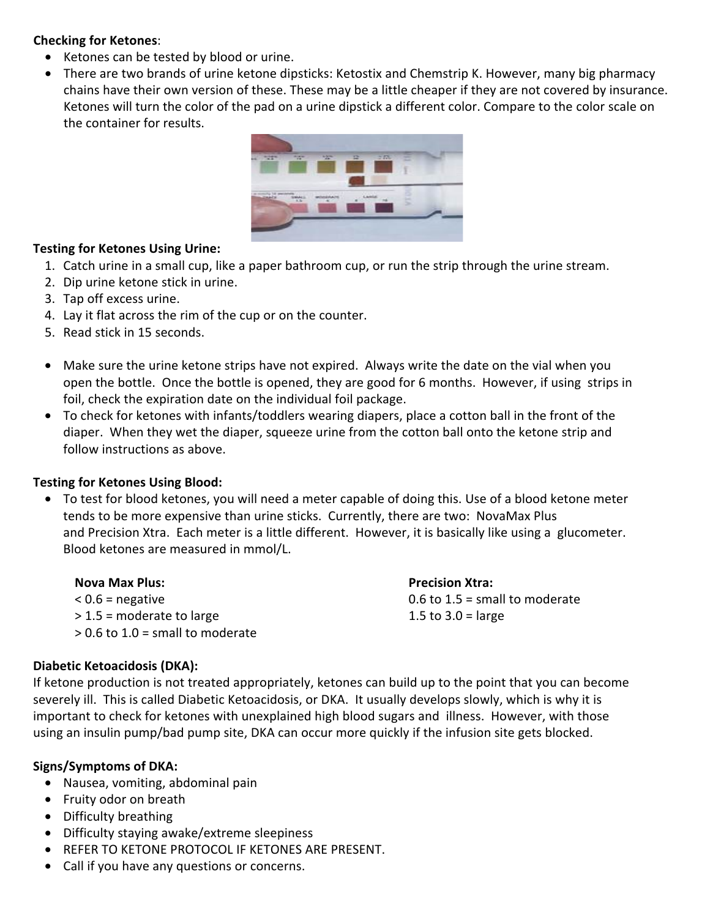**Checking for Ketones**:

- Ketones can be tested by blood or urine.
- There are two brands of urine ketone dipsticks: Ketostix and Chemstrip K. However, many big pharmacy chains have their own version of these. These may be a little cheaper if they are not covered by insurance. Ketones will turn the color of the pad on a urine dipstick a different color. Compare to the color scale on the container for results.

**Testing for Ketones Using Urine:**

1. Catch urine in a small cup, like a paper bathroom cup, or run the strip through the urine stream.
2. Dip urine ketone stick in urine.
3. Tap off excess urine.
4. Lay it flat across the rim of the cup or on the counter.
5. Read stick in 15 seconds.

- Make sure the urine ketone strips have not expired. Always write the date on the vial when you open the bottle. Once the bottle is opened, they are good for 6 months. However, if using strips in foil, check the expiration date on the individual foil package.
- To check for ketones with infants/toddlers wearing diapers, place a cotton ball in the front of the diaper. When they wet the diaper, squeeze urine from the cotton ball onto the ketone strip and follow instructions as above.

**Testing for Ketones Using Blood:**

- To test for blood ketones, you will need a meter capable of doing this. Use of a blood ketone meter tends to be more expensive than urine sticks. Currently, there are two: NovaMax Plus and Precision Xtra. Each meter is a little different. However, it is basically like using a glucometer. Blood ketones are measured in mmol/L.

**Nova Max Plus:**
< 0.6 = negative
> 1.5 = moderate to large
> 0.6 to 1.0 = small to moderate

**Precision Xtra:**
0.6 to 1.5 = small to moderate
1.5 to 3.0 = large

**Diabetic Ketoacidosis (DKA):**
If ketone production is not treated appropriately, ketones can build up to the point that you can become severely ill. This is called Diabetic Ketoacidosis, or DKA. It usually develops slowly, which is why it is important to check for ketones with unexplained high blood sugars and illness. However, with those using an insulin pump/bad pump site, DKA can occur more quickly if the infusion site gets blocked.

**Signs/Symptoms of DKA:**

- Nausea, vomiting, abdominal pain
- Fruity odor on breath
- Difficulty breathing
- Difficulty staying awake/extreme sleepiness
- REFER TO KETONE PROTOCOL IF KETONES ARE PRESENT.
- Call if you have any questions or concerns.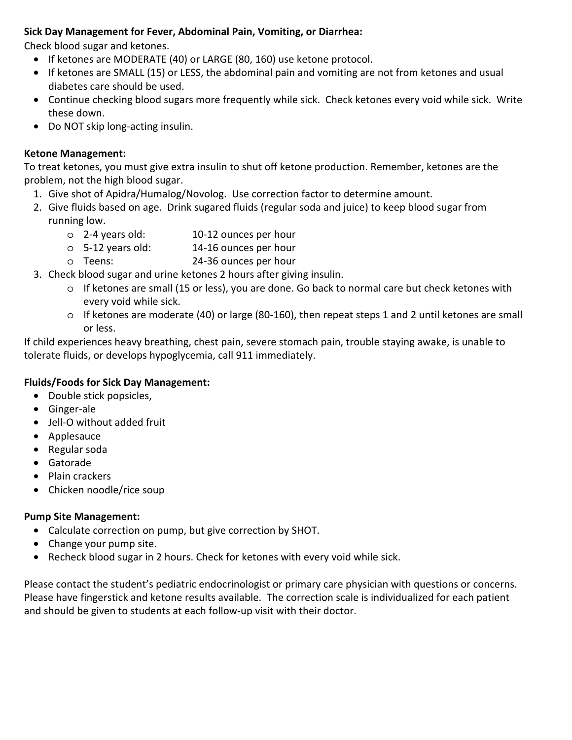**Sick Day Management for Fever, Abdominal Pain, Vomiting, or Diarrhea:**

Check blood sugar and ketones.

- If ketones are MODERATE (40) or LARGE (80, 160) use ketone protocol.
- If ketones are SMALL (15) or LESS, the abdominal pain and vomiting are not from ketones and usual diabetes care should be used.
- Continue checking blood sugars more frequently while sick. Check ketones every void while sick. Write these down.
- Do NOT skip long-acting insulin.

**Ketone Management:**

To treat ketones, you must give extra insulin to shut off ketone production. Remember, ketones are the problem, not the high blood sugar.

1. Give shot of Apidra/Humalog/Novolog. Use correction factor to determine amount.
2. Give fluids based on age. Drink sugared fluids (regular soda and juice) to keep blood sugar from running low.
   - 2-4 years old: 10-12 ounces per hour
   - 5-12 years old: 14-16 ounces per hour
   - Teens: 24-36 ounces per hour
3. Check blood sugar and urine ketones 2 hours after giving insulin.
   - If ketones are small (15 or less), you are done. Go back to normal care but check ketones with every void while sick.
   - If ketones are moderate (40) or large (80-160), then repeat steps 1 and 2 until ketones are small or less.

If child experiences heavy breathing, chest pain, severe stomach pain, trouble staying awake, is unable to tolerate fluids, or develops hypoglycemia, call 911 immediately.

**Fluids/Foods for Sick Day Management:**

- Double stick popsicles,
- Ginger-ale
- Jell-O without added fruit
- Applesauce
- Regular soda
- Gatorade
- Plain crackers
- Chicken noodle/rice soup

**Pump Site Management:**

- Calculate correction on pump, but give correction by SHOT.
- Change your pump site.
- Recheck blood sugar in 2 hours. Check for ketones with every void while sick.

Please contact the student's pediatric endocrinologist or primary care physician with questions or concerns. Please have fingerstick and ketone results available. The correction scale is individualized for each patient and should be given to students at each follow-up visit with their doctor.